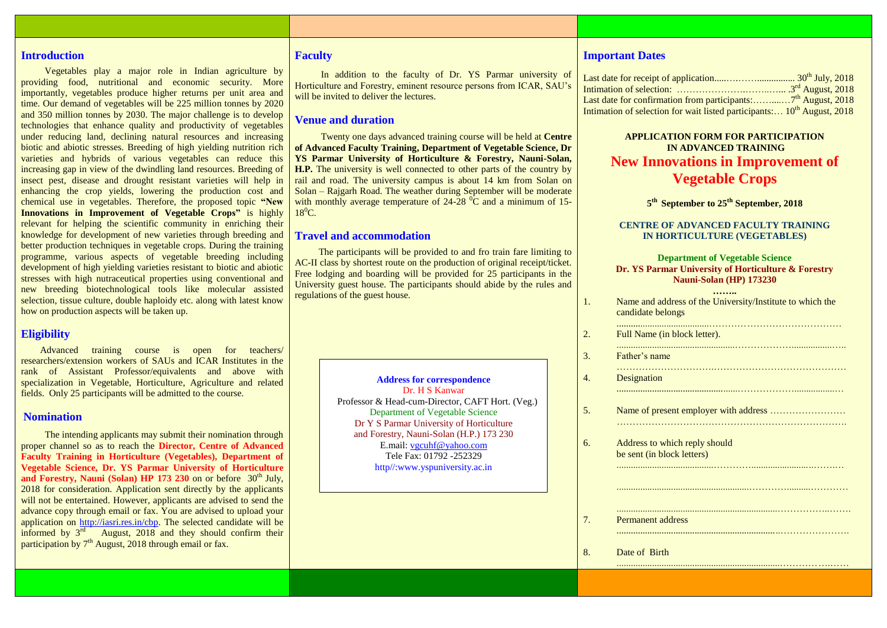## Introduction

Vegetables play a major role in Indian agriculture by providing food, nutritional and economic security. More importantly, vegetables produce higher returns per unit area and time. Our demand of vegetables will be 225 million tonnes by 2020 and 350 million tonnes by 2030. The major challenge is to develop technologies that enhance quality and productivity of vegetables under reducing land, declining natural resources and increasing biotic and abiotic stresses. Breeding of high yielding nutrition rich varieties and hybrids of various vegetables can reduce this increasing gap in view of the dwindling land resources. Breeding of insect pest, disease and drought resistant varieties will help in enhancing the crop yields, lowering the production cost and chemical use in vegetables. Therefore, the proposed topic **"New Innovations in Improvement of Vegetable Crops"** is highly relevant for helping the scientific community in enriching their knowledge for development of new varieties through breeding and better production techniques in vegetable crops. During the training programme, various aspects of vegetable breeding including development of high yielding varieties resistant to biotic and abiotic stresses with high nutraceutical properties using conventional and new breeding biotechnological tools like molecular assisted selection, tissue culture, double haploidy etc. along with latest know how on production aspects will be taken up.

## Eligibility

Advanced training course is open for teachers/ researchers/extension workers of SAUs and ICAR Institutes in the rank of Assistant Professor/equivalents and above with specialization in Vegetable, Horticulture, Agriculture and related fields. Only 25 participants will be admitted to the course.

## Nomination

The intending applicants may submit their nomination through proper channel so as to reach the **Director, Centre of Advanced Faculty Training in Horticulture (Vegetables), Department of Vegetable Science, Dr. YS Parmar University of Horticulture and Forestry, Nauni (Solan) HP 173 230** on or before 30th July, 2018 for consideration. Application sent directly by the applicants will not be entertained. However, applicants are advised to send the advance copy through email or fax. You are advised to upload your application on http://iasri.res.in/cbp. The selected candidate will be informed by 3rd August, 2018 and they should confirm their participation by 7th August, 2018 through email or fax.

## Faculty

In addition to the faculty of Dr. YS Parmar university of Horticulture and Forestry, eminent resource persons from ICAR, SAU's will be invited to deliver the lectures.

## Venue and duration

Twenty one days advanced training course will be held at **Centre of Advanced Faculty Training, Department of Vegetable Science, Dr YS Parmar University of Horticulture & Forestry, Nauni-Solan, H.P.** The university is well connected to other parts of the country by rail and road. The university campus is about 14 km from Solan on Solan – Rajgarh Road. The weather during September will be moderate with monthly average temperature of 24-28 $^0$C and a minimum of 15-18$^0$C.

## Travel and accommodation

The participants will be provided to and fro train fare limiting to AC-II class by shortest route on the production of original receipt/ticket. Free lodging and boarding will be provided for 25 participants in the University guest house. The participants should abide by the rules and regulations of the guest house.

**Address for correspondence**

Dr. H S Kanwar
Professor & Head-cum-Director, CAFT Hort. (Veg.)
Department of Vegetable Science
Dr Y S Parmar University of Horticulture
and Forestry, Nauni-Solan (H.P.) 173 230
E.mail: vgcuhf@yahoo.com
Tele Fax: 01792 -252329
http//:www.yspuniversity.ac.in

## Important Dates

Last date for receipt of application.....…….…................ 30th July, 2018
Intimation of selection: ………………….…….…….. .3rd August, 2018
Last date for confirmation from participants:……....…7th August, 2018
Intimation of selection for wait listed participants:… 10th August, 2018

**APPLICATION FORM FOR PARTICIPATION IN ADVANCED TRAINING**

# New Innovations in Improvement of Vegetable Crops

**5th September to 25th September, 2018**

**CENTRE OF ADVANCED FACULTY TRAINING IN HORTICULTURE (VEGETABLES)**

**Department of Vegetable Science**
**Dr. YS Parmar University of Horticulture & Forestry**
**Nauni-Solan (HP) 173230**

**……..**

1. Name and address of the University/Institute to which the candidate belongs
   .......................................……………………………………
2. Full Name (in block letter).
   ..................................................………………...................…..
3. Father's name
   …………………………………………………………………
4. Designation
   ....................................................………………...................…
5. Name of present employer with address ……………………
   ……………………………………………………………….
6. Address to which reply should be sent (in block letters)
   ........................................…………......................….……
   ......................................................……………........…………
   ...............................................................……………..…….
7. Permanent address
   ...................................................................…………………
8. Date of Birth
   ...........................................................................……………..……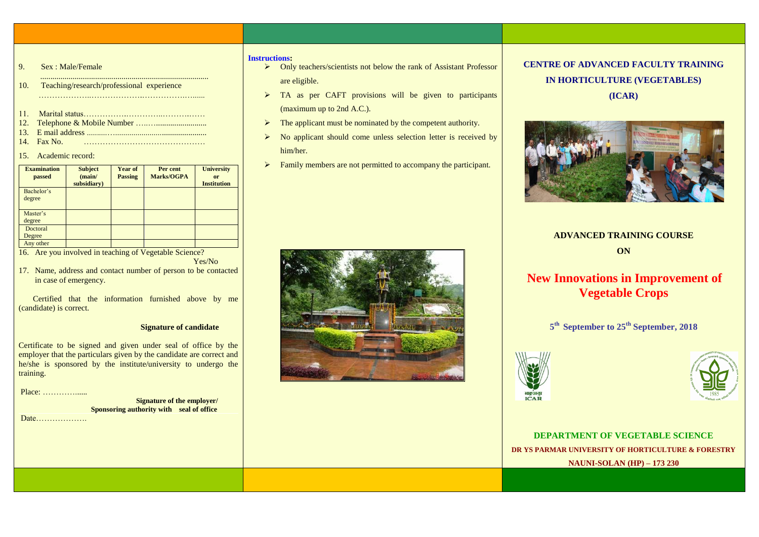9. Sex : Male/Female

.................................................................................

10. Teaching/research/professional experience

…………………..………………….………………….......

11. Marital status…………….…………..……….……
12. Telephone & Mobile Number …..…........................
13. E mail address ...........….............................................
14. Fax No. ………………………………………

15. Academic record:

| Examination passed | Subject (main/ subsidiary) | Year of Passing | Per cent Marks/OGPA | University or Institution |
|---|---|---|---|---|
| Bachelor's degree | | | | |
| Master's degree | | | | |
| Doctoral Degree | | | | |
| Any other | | | | |

16. Are you involved in teaching of Vegetable Science?

Yes/No

17. Name, address and contact number of person to be contacted in case of emergency.

Certified that the information furnished above by me (candidate) is correct.

**Signature of candidate**

Certificate to be signed and given under seal of office by the employer that the particulars given by the candidate are correct and he/she is sponsored by the institute/university to undergo the training.

Place: ……………......

**Signature of the employer/ Sponsoring authority with seal of office**

Date……………….

**Instructions:**

- Only teachers/scientists not below the rank of Assistant Professor are eligible.
- TA as per CAFT provisions will be given to participants (maximum up to 2nd A.C.).
- The applicant must be nominated by the competent authority.
- No applicant should come unless selection letter is received by him/her.
- Family members are not permitted to accompany the participant.

## CENTRE OF ADVANCED FACULTY TRAINING IN HORTICULTURE (VEGETABLES) (ICAR)

### ADVANCED TRAINING COURSE

### ON

# New Innovations in Improvement of Vegetable Crops

**5th September to 25th September, 2018**

**DEPARTMENT OF VEGETABLE SCIENCE**

**DR YS PARMAR UNIVERSITY OF HORTICULTURE & FORESTRY**

**NAUNI-SOLAN (HP) – 173 230**